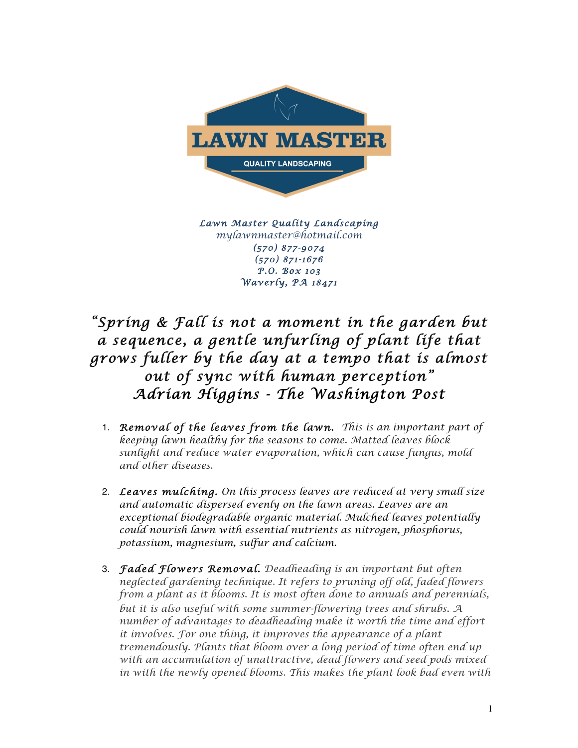LAWN MASTER

QUALITY LANDSCAPING

*Lawn Master Quality Landscaping*
*mylawnmaster@hotmail.com*
*(570) 877-9074*
*(570) 871-1676*
*P.O. Box 103*
*Waverly, PA 18471*

## *"Spring & Fall is not a moment in the garden but a sequence, a gentle unfurling of plant life that grows fuller by the day at a tempo that is almost out of sync with human perception"* *Adrian Higgins - The Washington Post*

1. ***Removal of the leaves from the lawn.*** *This is an important part of keeping lawn healthy for the seasons to come. Matted leaves block sunlight and reduce water evaporation, which can cause fungus, mold and other diseases.*

2. ***Leaves mulching.*** *On this process leaves are reduced at very small size and automatic dispersed evenly on the lawn areas. Leaves are an exceptional biodegradable organic material. Mulched leaves potentially could nourish lawn with essential nutrients as nitrogen, phosphorus, potassium, magnesium, sulfur and calcium.*

3. ***Faded Flowers Removal.*** *Deadheading is an important but often neglected gardening technique. It refers to pruning off old, faded flowers from a plant as it blooms. It is most often done to annuals and perennials, but it is also useful with some summer-flowering trees and shrubs. A number of advantages to deadheading make it worth the time and effort it involves. For one thing, it improves the appearance of a plant tremendously. Plants that bloom over a long period of time often end up with an accumulation of unattractive, dead flowers and seed pods mixed in with the newly opened blooms. This makes the plant look bad even with*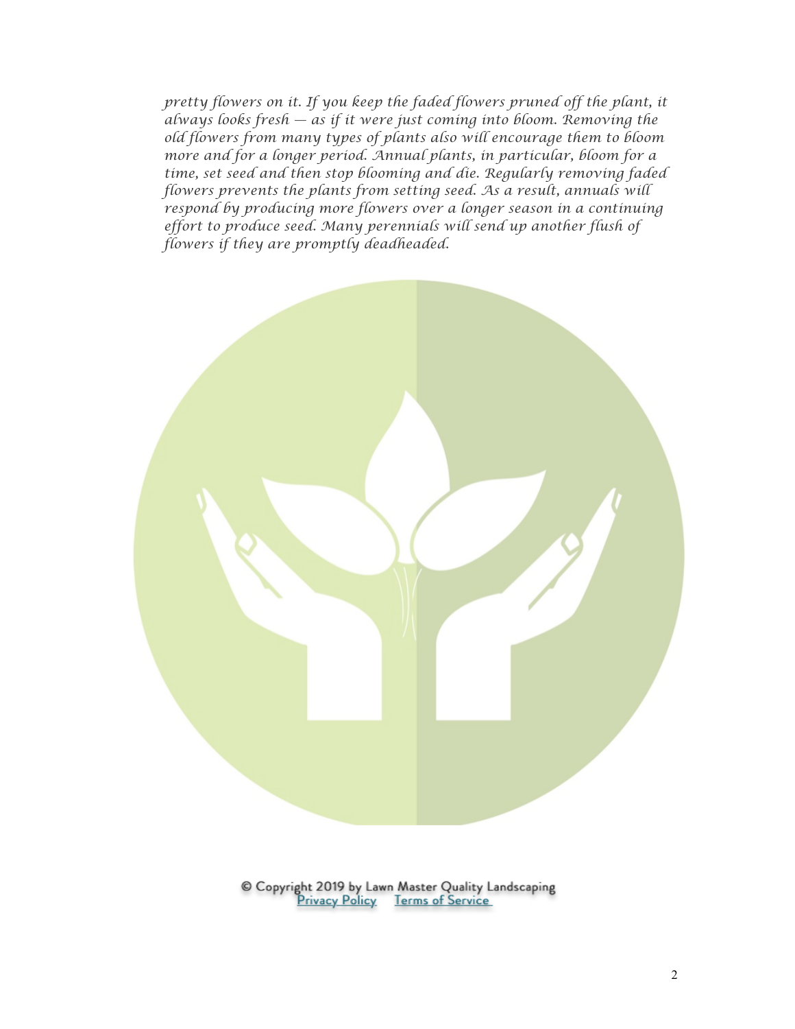*pretty flowers on it. If you keep the faded flowers pruned off the plant, it always looks fresh — as if it were just coming into bloom. Removing the old flowers from many types of plants also will encourage them to bloom more and for a longer period. Annual plants, in particular, bloom for a time, set seed and then stop blooming and die. Regularly removing faded flowers prevents the plants from setting seed. As a result, annuals will respond by producing more flowers over a longer season in a continuing effort to produce seed. Many perennials will send up another flush of flowers if they are promptly deadheaded.*

© Copyright 2019 by Lawn Master Quality Landscaping
Privacy Policy Terms of Service